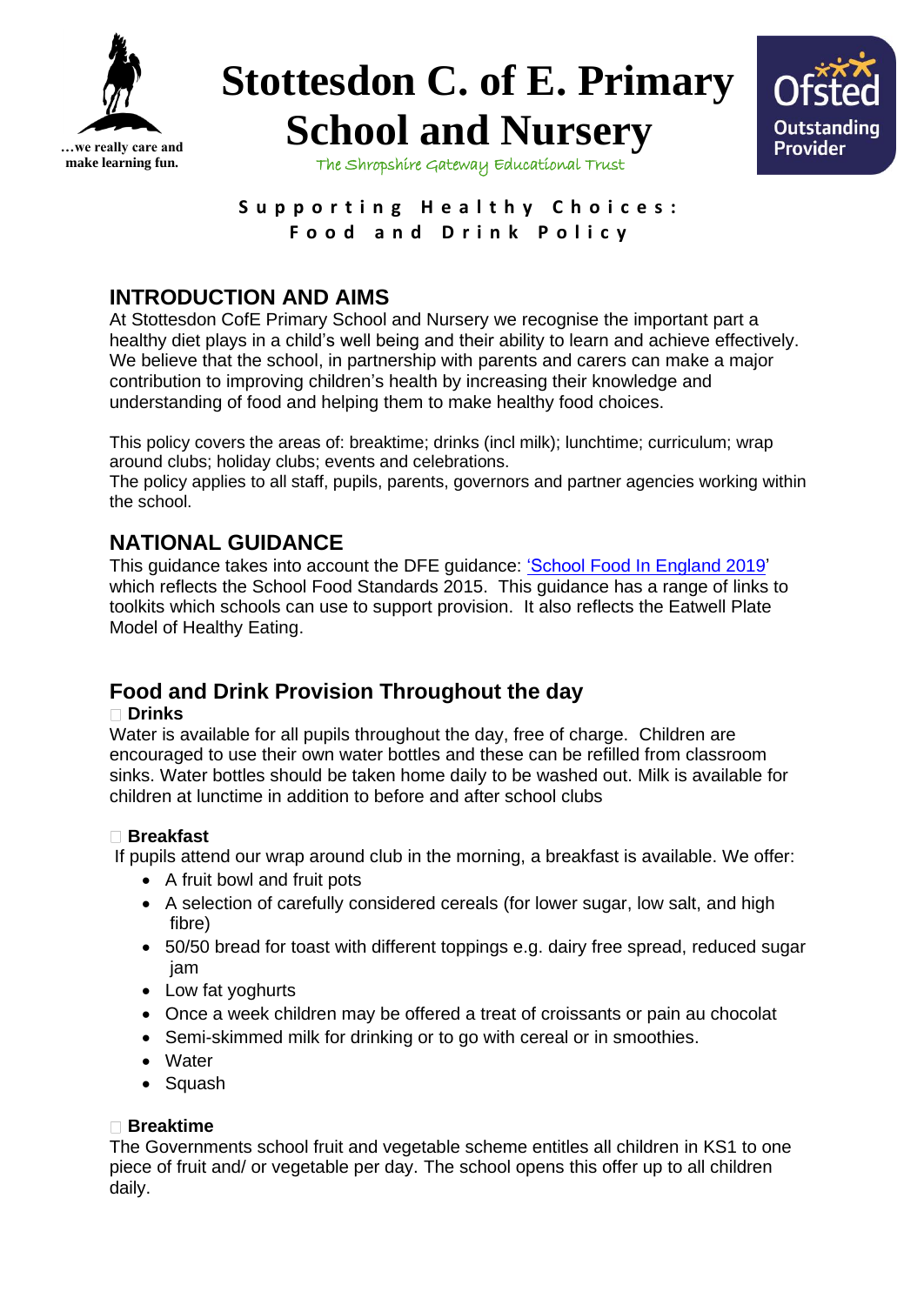…we really care and make learning fun.

# Stottesdon C. of E. Primary School and Nursery

The Shropshire Gateway Educational Trust

Ofsted Outstanding Provider

**Supporting Healthy Choices: Food and Drink Policy**

## INTRODUCTION AND AIMS

At Stottesdon CofE Primary School and Nursery we recognise the important part a healthy diet plays in a child's well being and their ability to learn and achieve effectively. We believe that the school, in partnership with parents and carers can make a major contribution to improving children's health by increasing their knowledge and understanding of food and helping them to make healthy food choices.

This policy covers the areas of: breaktime; drinks (incl milk); lunchtime; curriculum; wrap around clubs; holiday clubs; events and celebrations.

The policy applies to all staff, pupils, parents, governors and partner agencies working within the school.

## NATIONAL GUIDANCE

This guidance takes into account the DFE guidance: 'School Food In England 2019' which reflects the School Food Standards 2015. This guidance has a range of links to toolkits which schools can use to support provision. It also reflects the Eatwell Plate Model of Healthy Eating.

## Food and Drink Provision Throughout the day

### Drinks

Water is available for all pupils throughout the day, free of charge. Children are encouraged to use their own water bottles and these can be refilled from classroom sinks. Water bottles should be taken home daily to be washed out. Milk is available for children at lunctime in addition to before and after school clubs

### Breakfast

If pupils attend our wrap around club in the morning, a breakfast is available. We offer:

- A fruit bowl and fruit pots
- A selection of carefully considered cereals (for lower sugar, low salt, and high fibre)
- 50/50 bread for toast with different toppings e.g. dairy free spread, reduced sugar jam
- Low fat yoghurts
- Once a week children may be offered a treat of croissants or pain au chocolat
- Semi-skimmed milk for drinking or to go with cereal or in smoothies.
- Water
- Squash

### Breaktime

The Governments school fruit and vegetable scheme entitles all children in KS1 to one piece of fruit and/ or vegetable per day. The school opens this offer up to all children daily.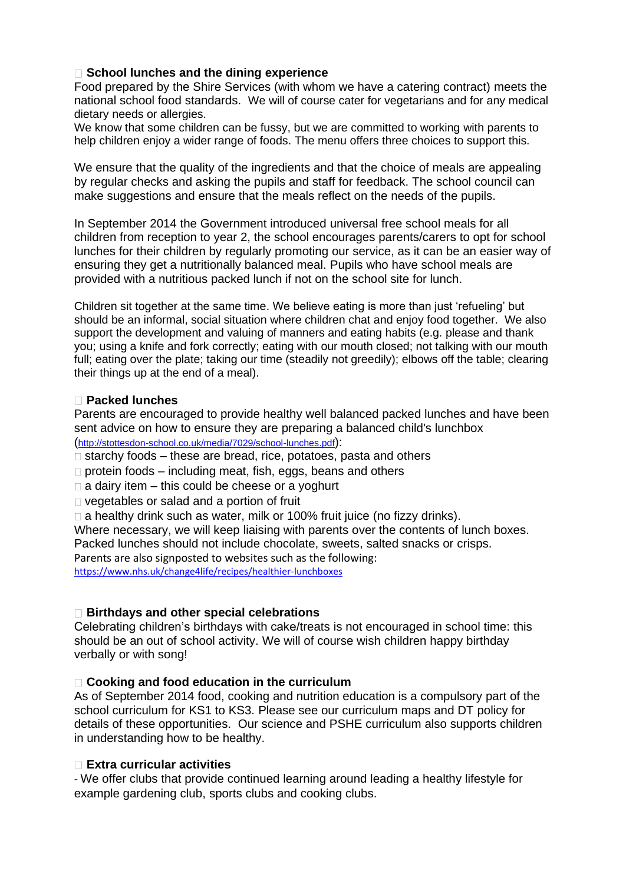### School lunches and the dining experience

Food prepared by the Shire Services (with whom we have a catering contract) meets the national school food standards. We will of course cater for vegetarians and for any medical dietary needs or allergies.

We know that some children can be fussy, but we are committed to working with parents to help children enjoy a wider range of foods. The menu offers three choices to support this.

We ensure that the quality of the ingredients and that the choice of meals are appealing by regular checks and asking the pupils and staff for feedback. The school council can make suggestions and ensure that the meals reflect on the needs of the pupils.

In September 2014 the Government introduced universal free school meals for all children from reception to year 2, the school encourages parents/carers to opt for school lunches for their children by regularly promoting our service, as it can be an easier way of ensuring they get a nutritionally balanced meal. Pupils who have school meals are provided with a nutritious packed lunch if not on the school site for lunch.

Children sit together at the same time. We believe eating is more than just 'refueling' but should be an informal, social situation where children chat and enjoy food together. We also support the development and valuing of manners and eating habits (e.g. please and thank you; using a knife and fork correctly; eating with our mouth closed; not talking with our mouth full; eating over the plate; taking our time (steadily not greedily); elbows off the table; clearing their things up at the end of a meal).

### Packed lunches

Parents are encouraged to provide healthy well balanced packed lunches and have been sent advice on how to ensure they are preparing a balanced child's lunchbox (http://stottesdon-school.co.uk/media/7029/school-lunches.pdf):

- starchy foods – these are bread, rice, potatoes, pasta and others
- protein foods – including meat, fish, eggs, beans and others
- a dairy item – this could be cheese or a yoghurt
- vegetables or salad and a portion of fruit
- a healthy drink such as water, milk or 100% fruit juice (no fizzy drinks).

Where necessary, we will keep liaising with parents over the contents of lunch boxes. Packed lunches should not include chocolate, sweets, salted snacks or crisps.

Parents are also signposted to websites such as the following:
https://www.nhs.uk/change4life/recipes/healthier-lunchboxes

### Birthdays and other special celebrations

Celebrating children's birthdays with cake/treats is not encouraged in school time: this should be an out of school activity. We will of course wish children happy birthday verbally or with song!

### Cooking and food education in the curriculum

As of September 2014 food, cooking and nutrition education is a compulsory part of the school curriculum for KS1 to KS3. Please see our curriculum maps and DT policy for details of these opportunities. Our science and PSHE curriculum also supports children in understanding how to be healthy.

### Extra curricular activities

- We offer clubs that provide continued learning around leading a healthy lifestyle for example gardening club, sports clubs and cooking clubs.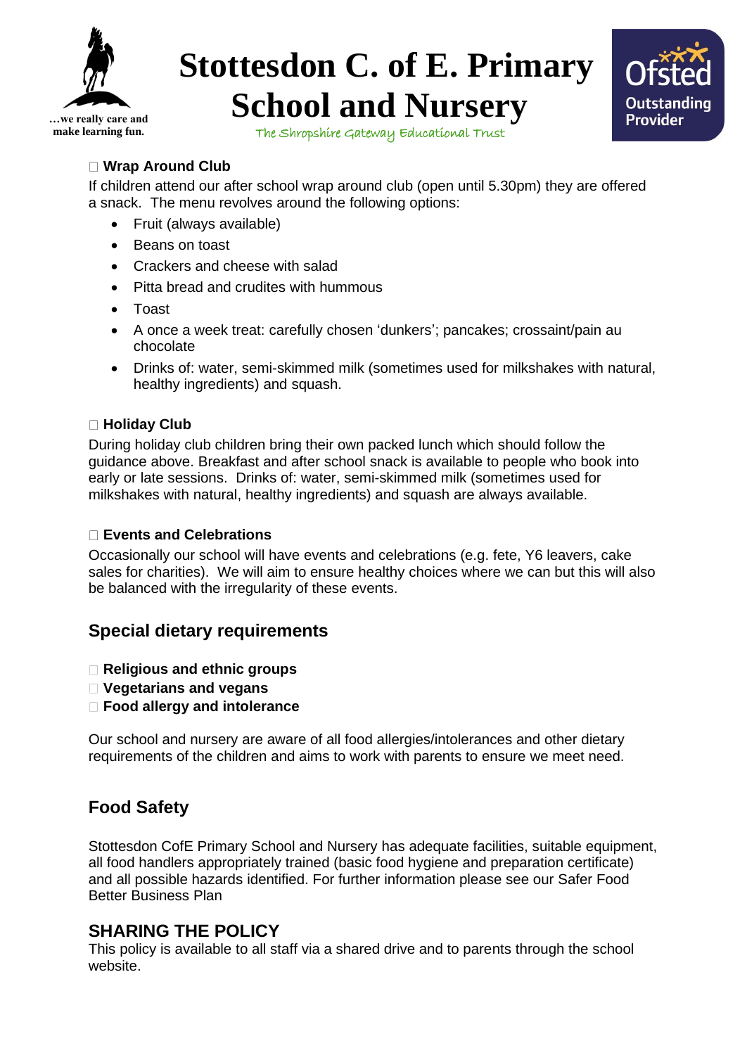□ **Wrap Around Club**

If children attend our after school wrap around club (open until 5.30pm) they are offered a snack. The menu revolves around the following options:

- Fruit (always available)
- Beans on toast
- Crackers and cheese with salad
- Pitta bread and crudites with hummous
- Toast
- A once a week treat: carefully chosen 'dunkers'; pancakes; crossaint/pain au chocolate
- Drinks of: water, semi-skimmed milk (sometimes used for milkshakes with natural, healthy ingredients) and squash.

□ **Holiday Club**

During holiday club children bring their own packed lunch which should follow the guidance above. Breakfast and after school snack is available to people who book into early or late sessions. Drinks of: water, semi-skimmed milk (sometimes used for milkshakes with natural, healthy ingredients) and squash are always available.

□ **Events and Celebrations**

Occasionally our school will have events and celebrations (e.g. fete, Y6 leavers, cake sales for charities). We will aim to ensure healthy choices where we can but this will also be balanced with the irregularity of these events.

## Special dietary requirements

□ **Religious and ethnic groups**
□ **Vegetarians and vegans**
□ **Food allergy and intolerance**

Our school and nursery are aware of all food allergies/intolerances and other dietary requirements of the children and aims to work with parents to ensure we meet need.

## Food Safety

Stottesdon CofE Primary School and Nursery has adequate facilities, suitable equipment, all food handlers appropriately trained (basic food hygiene and preparation certificate) and all possible hazards identified. For further information please see our Safer Food Better Business Plan

## SHARING THE POLICY

This policy is available to all staff via a shared drive and to parents through the school website.